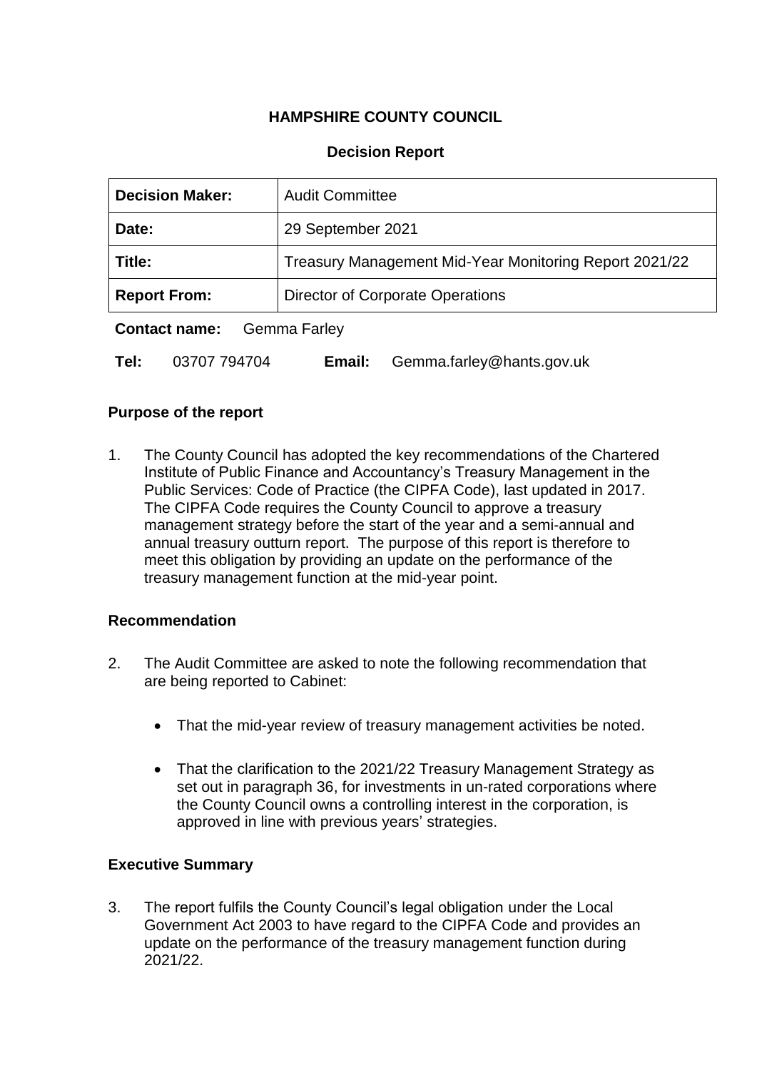**HAMPSHIRE COUNTY COUNCIL**

**Decision Report**

| **Decision Maker:** | Audit Committee |
|---|---|
| **Date:** | 29 September 2021 |
| **Title:** | Treasury Management Mid-Year Monitoring Report 2021/22 |
| **Report From:** | Director of Corporate Operations |

**Contact name:** Gemma Farley

**Tel:** 03707 794704 **Email:** Gemma.farley@hants.gov.uk

**Purpose of the report**

1. The County Council has adopted the key recommendations of the Chartered Institute of Public Finance and Accountancy's Treasury Management in the Public Services: Code of Practice (the CIPFA Code), last updated in 2017. The CIPFA Code requires the County Council to approve a treasury management strategy before the start of the year and a semi-annual and annual treasury outturn report. The purpose of this report is therefore to meet this obligation by providing an update on the performance of the treasury management function at the mid-year point.

**Recommendation**

2. The Audit Committee are asked to note the following recommendation that are being reported to Cabinet:

   - That the mid-year review of treasury management activities be noted.

   - That the clarification to the 2021/22 Treasury Management Strategy as set out in paragraph 36, for investments in un-rated corporations where the County Council owns a controlling interest in the corporation, is approved in line with previous years' strategies.

**Executive Summary**

3. The report fulfils the County Council's legal obligation under the Local Government Act 2003 to have regard to the CIPFA Code and provides an update on the performance of the treasury management function during 2021/22.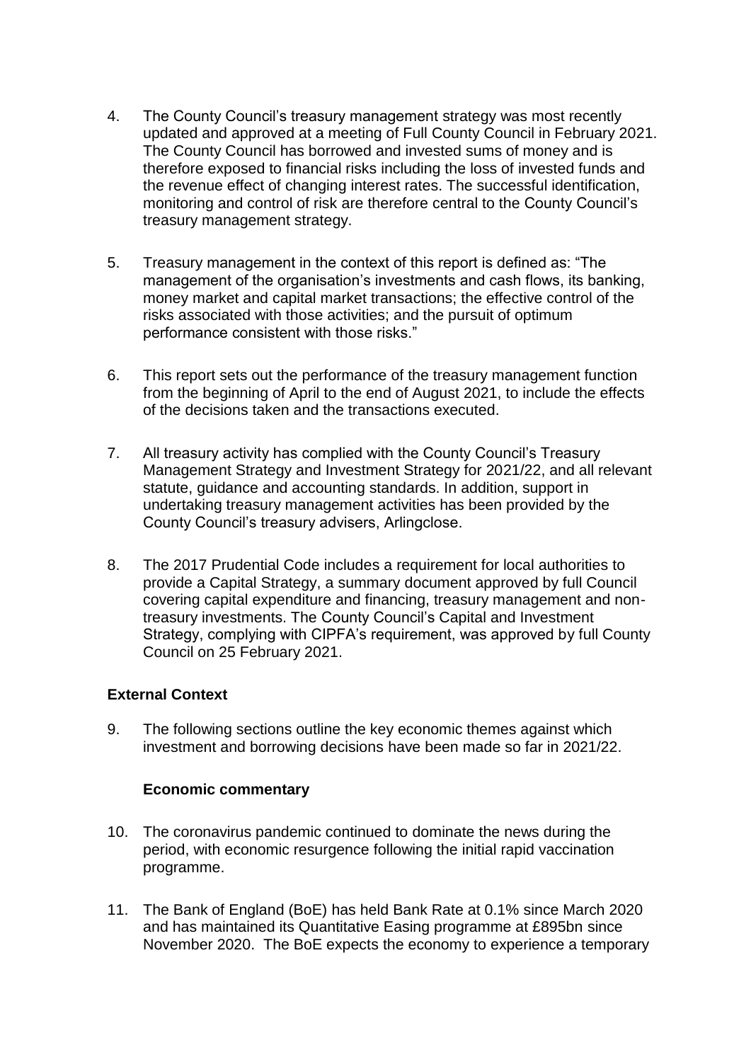4. The County Council's treasury management strategy was most recently updated and approved at a meeting of Full County Council in February 2021. The County Council has borrowed and invested sums of money and is therefore exposed to financial risks including the loss of invested funds and the revenue effect of changing interest rates. The successful identification, monitoring and control of risk are therefore central to the County Council's treasury management strategy.

5. Treasury management in the context of this report is defined as: "The management of the organisation's investments and cash flows, its banking, money market and capital market transactions; the effective control of the risks associated with those activities; and the pursuit of optimum performance consistent with those risks."

6. This report sets out the performance of the treasury management function from the beginning of April to the end of August 2021, to include the effects of the decisions taken and the transactions executed.

7. All treasury activity has complied with the County Council's Treasury Management Strategy and Investment Strategy for 2021/22, and all relevant statute, guidance and accounting standards. In addition, support in undertaking treasury management activities has been provided by the County Council's treasury advisers, Arlingclose.

8. The 2017 Prudential Code includes a requirement for local authorities to provide a Capital Strategy, a summary document approved by full Council covering capital expenditure and financing, treasury management and non-treasury investments. The County Council's Capital and Investment Strategy, complying with CIPFA's requirement, was approved by full County Council on 25 February 2021.

## External Context

9. The following sections outline the key economic themes against which investment and borrowing decisions have been made so far in 2021/22.

### Economic commentary

10. The coronavirus pandemic continued to dominate the news during the period, with economic resurgence following the initial rapid vaccination programme.

11. The Bank of England (BoE) has held Bank Rate at 0.1% since March 2020 and has maintained its Quantitative Easing programme at £895bn since November 2020. The BoE expects the economy to experience a temporary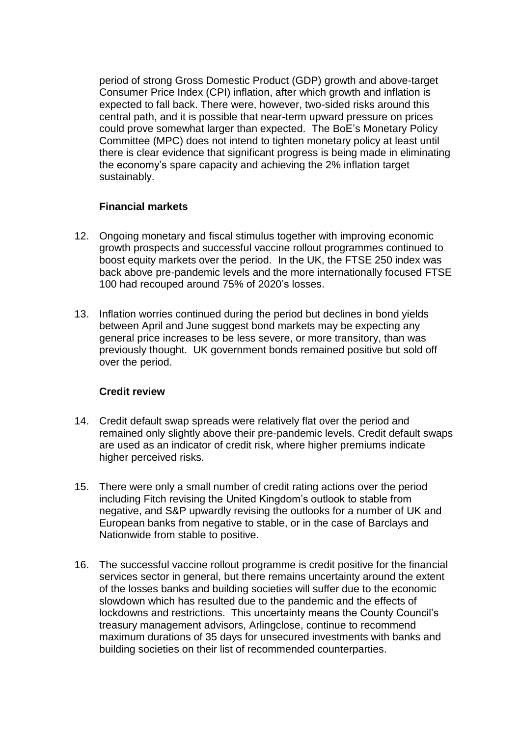period of strong Gross Domestic Product (GDP) growth and above-target Consumer Price Index (CPI) inflation, after which growth and inflation is expected to fall back. There were, however, two-sided risks around this central path, and it is possible that near-term upward pressure on prices could prove somewhat larger than expected. The BoE's Monetary Policy Committee (MPC) does not intend to tighten monetary policy at least until there is clear evidence that significant progress is being made in eliminating the economy's spare capacity and achieving the 2% inflation target sustainably.

**Financial markets**

12. Ongoing monetary and fiscal stimulus together with improving economic growth prospects and successful vaccine rollout programmes continued to boost equity markets over the period. In the UK, the FTSE 250 index was back above pre-pandemic levels and the more internationally focused FTSE 100 had recouped around 75% of 2020's losses.

13. Inflation worries continued during the period but declines in bond yields between April and June suggest bond markets may be expecting any general price increases to be less severe, or more transitory, than was previously thought. UK government bonds remained positive but sold off over the period.

**Credit review**

14. Credit default swap spreads were relatively flat over the period and remained only slightly above their pre-pandemic levels. Credit default swaps are used as an indicator of credit risk, where higher premiums indicate higher perceived risks.

15. There were only a small number of credit rating actions over the period including Fitch revising the United Kingdom's outlook to stable from negative, and S&P upwardly revising the outlooks for a number of UK and European banks from negative to stable, or in the case of Barclays and Nationwide from stable to positive.

16. The successful vaccine rollout programme is credit positive for the financial services sector in general, but there remains uncertainty around the extent of the losses banks and building societies will suffer due to the economic slowdown which has resulted due to the pandemic and the effects of lockdowns and restrictions. This uncertainty means the County Council's treasury management advisors, Arlingclose, continue to recommend maximum durations of 35 days for unsecured investments with banks and building societies on their list of recommended counterparties.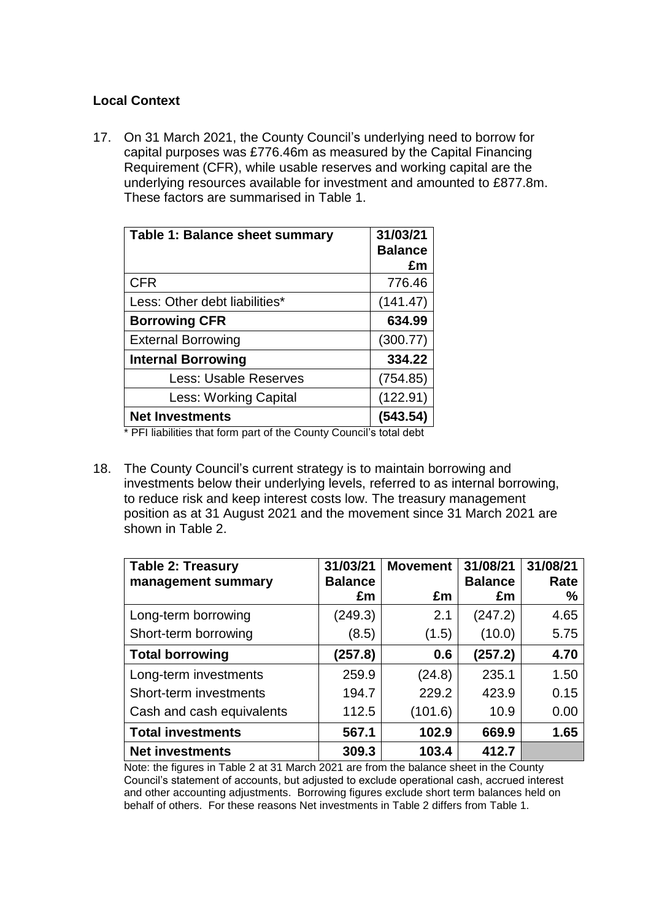## Local Context

17. On 31 March 2021, the County Council's underlying need to borrow for capital purposes was £776.46m as measured by the Capital Financing Requirement (CFR), while usable reserves and working capital are the underlying resources available for investment and amounted to £877.8m. These factors are summarised in Table 1.

| Table 1: Balance sheet summary | 31/03/21 Balance £m |
|---|---|
| CFR | 776.46 |
| Less: Other debt liabilities* | (141.47) |
| **Borrowing CFR** | **634.99** |
| External Borrowing | (300.77) |
| **Internal Borrowing** | **334.22** |
| Less: Usable Reserves | (754.85) |
| Less: Working Capital | (122.91) |
| **Net Investments** | **(543.54)** |

\* PFI liabilities that form part of the County Council's total debt

18. The County Council's current strategy is to maintain borrowing and investments below their underlying levels, referred to as internal borrowing, to reduce risk and keep interest costs low. The treasury management position as at 31 August 2021 and the movement since 31 March 2021 are shown in Table 2.

| Table 2: Treasury management summary | 31/03/21 Balance £m | Movement £m | 31/08/21 Balance £m | 31/08/21 Rate % |
|---|---|---|---|---|
| Long-term borrowing | (249.3) | 2.1 | (247.2) | 4.65 |
| Short-term borrowing | (8.5) | (1.5) | (10.0) | 5.75 |
| **Total borrowing** | **(257.8)** | **0.6** | **(257.2)** | **4.70** |
| Long-term investments | 259.9 | (24.8) | 235.1 | 1.50 |
| Short-term investments | 194.7 | 229.2 | 423.9 | 0.15 |
| Cash and cash equivalents | 112.5 | (101.6) | 10.9 | 0.00 |
| **Total investments** | **567.1** | **102.9** | **669.9** | **1.65** |
| **Net investments** | **309.3** | **103.4** | **412.7** | |

Note: the figures in Table 2 at 31 March 2021 are from the balance sheet in the County Council's statement of accounts, but adjusted to exclude operational cash, accrued interest and other accounting adjustments. Borrowing figures exclude short term balances held on behalf of others. For these reasons Net investments in Table 2 differs from Table 1.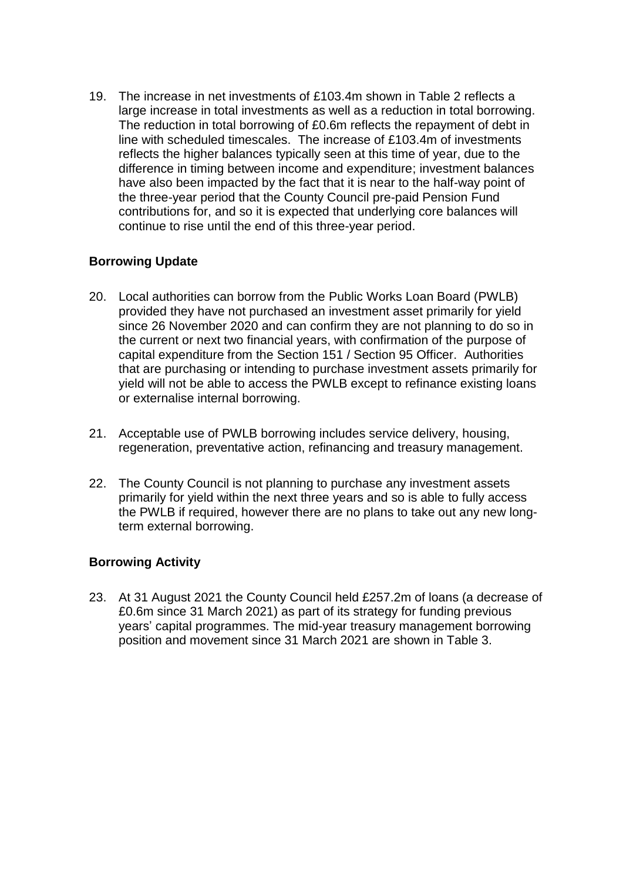19. The increase in net investments of £103.4m shown in Table 2 reflects a large increase in total investments as well as a reduction in total borrowing. The reduction in total borrowing of £0.6m reflects the repayment of debt in line with scheduled timescales. The increase of £103.4m of investments reflects the higher balances typically seen at this time of year, due to the difference in timing between income and expenditure; investment balances have also been impacted by the fact that it is near to the half-way point of the three-year period that the County Council pre-paid Pension Fund contributions for, and so it is expected that underlying core balances will continue to rise until the end of this three-year period.

**Borrowing Update**

20. Local authorities can borrow from the Public Works Loan Board (PWLB) provided they have not purchased an investment asset primarily for yield since 26 November 2020 and can confirm they are not planning to do so in the current or next two financial years, with confirmation of the purpose of capital expenditure from the Section 151 / Section 95 Officer. Authorities that are purchasing or intending to purchase investment assets primarily for yield will not be able to access the PWLB except to refinance existing loans or externalise internal borrowing.

21. Acceptable use of PWLB borrowing includes service delivery, housing, regeneration, preventative action, refinancing and treasury management.

22. The County Council is not planning to purchase any investment assets primarily for yield within the next three years and so is able to fully access the PWLB if required, however there are no plans to take out any new long-term external borrowing.

**Borrowing Activity**

23. At 31 August 2021 the County Council held £257.2m of loans (a decrease of £0.6m since 31 March 2021) as part of its strategy for funding previous years' capital programmes. The mid-year treasury management borrowing position and movement since 31 March 2021 are shown in Table 3.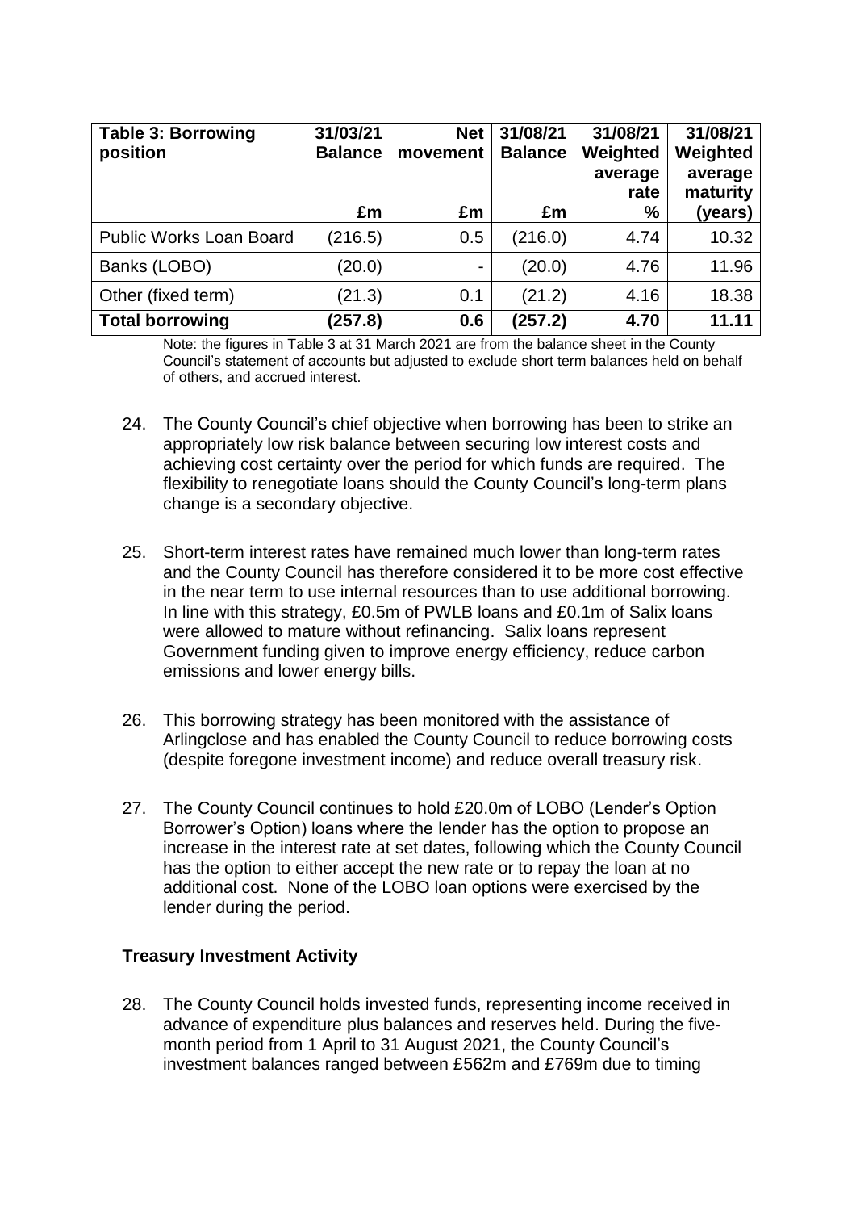| **Table 3: Borrowing position** | **31/03/21 Balance** | **Net movement** | **31/08/21 Balance** | **31/08/21 Weighted average rate** | **31/08/21 Weighted average maturity** |
|---|---|---|---|---|---|
| | **£m** | **£m** | **£m** | **%** | **(years)** |
| Public Works Loan Board | (216.5) | 0.5 | (216.0) | 4.74 | 10.32 |
| Banks (LOBO) | (20.0) | - | (20.0) | 4.76 | 11.96 |
| Other (fixed term) | (21.3) | 0.1 | (21.2) | 4.16 | 18.38 |
| **Total borrowing** | **(257.8)** | **0.6** | **(257.2)** | **4.70** | **11.11** |

Note: the figures in Table 3 at 31 March 2021 are from the balance sheet in the County Council's statement of accounts but adjusted to exclude short term balances held on behalf of others, and accrued interest.

24. The County Council's chief objective when borrowing has been to strike an appropriately low risk balance between securing low interest costs and achieving cost certainty over the period for which funds are required. The flexibility to renegotiate loans should the County Council's long-term plans change is a secondary objective.

25. Short-term interest rates have remained much lower than long-term rates and the County Council has therefore considered it to be more cost effective in the near term to use internal resources than to use additional borrowing. In line with this strategy, £0.5m of PWLB loans and £0.1m of Salix loans were allowed to mature without refinancing. Salix loans represent Government funding given to improve energy efficiency, reduce carbon emissions and lower energy bills.

26. This borrowing strategy has been monitored with the assistance of Arlingclose and has enabled the County Council to reduce borrowing costs (despite foregone investment income) and reduce overall treasury risk.

27. The County Council continues to hold £20.0m of LOBO (Lender's Option Borrower's Option) loans where the lender has the option to propose an increase in the interest rate at set dates, following which the County Council has the option to either accept the new rate or to repay the loan at no additional cost. None of the LOBO loan options were exercised by the lender during the period.

**Treasury Investment Activity**

28. The County Council holds invested funds, representing income received in advance of expenditure plus balances and reserves held. During the five-month period from 1 April to 31 August 2021, the County Council's investment balances ranged between £562m and £769m due to timing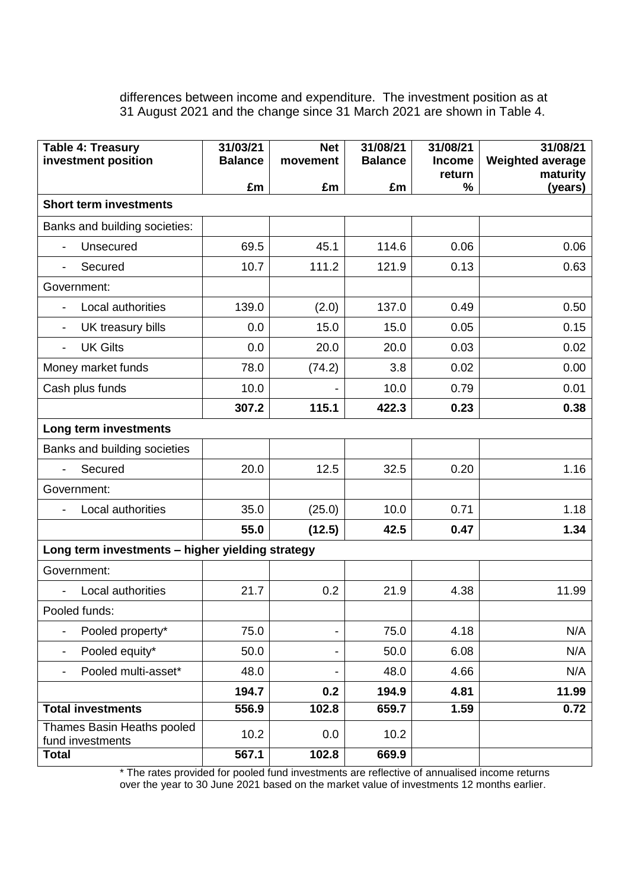differences between income and expenditure. The investment position as at 31 August 2021 and the change since 31 March 2021 are shown in Table 4.

| Table 4: Treasury investment position | 31/03/21 Balance £m | Net movement £m | 31/08/21 Balance £m | 31/08/21 Income return % | 31/08/21 Weighted average maturity (years) |
|---|---|---|---|---|---|
| **Short term investments** | | | | | |
| Banks and building societies: | | | | | |
| - Unsecured | 69.5 | 45.1 | 114.6 | 0.06 | 0.06 |
| - Secured | 10.7 | 111.2 | 121.9 | 0.13 | 0.63 |
| Government: | | | | | |
| - Local authorities | 139.0 | (2.0) | 137.0 | 0.49 | 0.50 |
| - UK treasury bills | 0.0 | 15.0 | 15.0 | 0.05 | 0.15 |
| - UK Gilts | 0.0 | 20.0 | 20.0 | 0.03 | 0.02 |
| Money market funds | 78.0 | (74.2) | 3.8 | 0.02 | 0.00 |
| Cash plus funds | 10.0 | - | 10.0 | 0.79 | 0.01 |
| | **307.2** | **115.1** | **422.3** | **0.23** | **0.38** |
| **Long term investments** | | | | | |
| Banks and building societies | | | | | |
| - Secured | 20.0 | 12.5 | 32.5 | 0.20 | 1.16 |
| Government: | | | | | |
| - Local authorities | 35.0 | (25.0) | 10.0 | 0.71 | 1.18 |
| | **55.0** | **(12.5)** | **42.5** | **0.47** | **1.34** |
| **Long term investments – higher yielding strategy** | | | | | |
| Government: | | | | | |
| - Local authorities | 21.7 | 0.2 | 21.9 | 4.38 | 11.99 |
| Pooled funds: | | | | | |
| - Pooled property* | 75.0 | - | 75.0 | 4.18 | N/A |
| - Pooled equity* | 50.0 | - | 50.0 | 6.08 | N/A |
| - Pooled multi-asset* | 48.0 | - | 48.0 | 4.66 | N/A |
| | **194.7** | **0.2** | **194.9** | **4.81** | **11.99** |
| **Total investments** | **556.9** | **102.8** | **659.7** | **1.59** | **0.72** |
| Thames Basin Heaths pooled fund investments | 10.2 | 0.0 | 10.2 | | |
| **Total** | **567.1** | **102.8** | **669.9** | | |

\* The rates provided for pooled fund investments are reflective of annualised income returns over the year to 30 June 2021 based on the market value of investments 12 months earlier.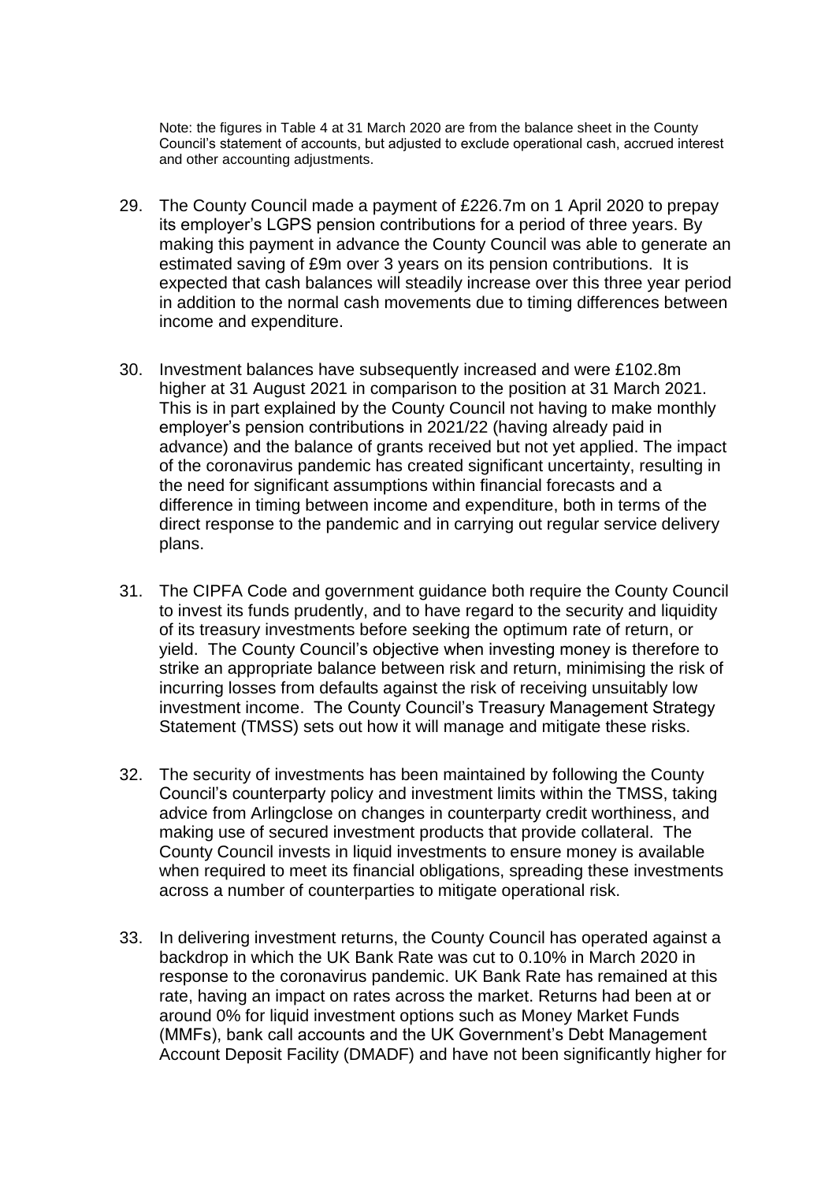Note: the figures in Table 4 at 31 March 2020 are from the balance sheet in the County Council's statement of accounts, but adjusted to exclude operational cash, accrued interest and other accounting adjustments.

29. The County Council made a payment of £226.7m on 1 April 2020 to prepay its employer's LGPS pension contributions for a period of three years. By making this payment in advance the County Council was able to generate an estimated saving of £9m over 3 years on its pension contributions. It is expected that cash balances will steadily increase over this three year period in addition to the normal cash movements due to timing differences between income and expenditure.

30. Investment balances have subsequently increased and were £102.8m higher at 31 August 2021 in comparison to the position at 31 March 2021. This is in part explained by the County Council not having to make monthly employer's pension contributions in 2021/22 (having already paid in advance) and the balance of grants received but not yet applied. The impact of the coronavirus pandemic has created significant uncertainty, resulting in the need for significant assumptions within financial forecasts and a difference in timing between income and expenditure, both in terms of the direct response to the pandemic and in carrying out regular service delivery plans.

31. The CIPFA Code and government guidance both require the County Council to invest its funds prudently, and to have regard to the security and liquidity of its treasury investments before seeking the optimum rate of return, or yield. The County Council's objective when investing money is therefore to strike an appropriate balance between risk and return, minimising the risk of incurring losses from defaults against the risk of receiving unsuitably low investment income. The County Council's Treasury Management Strategy Statement (TMSS) sets out how it will manage and mitigate these risks.

32. The security of investments has been maintained by following the County Council's counterparty policy and investment limits within the TMSS, taking advice from Arlingclose on changes in counterparty credit worthiness, and making use of secured investment products that provide collateral. The County Council invests in liquid investments to ensure money is available when required to meet its financial obligations, spreading these investments across a number of counterparties to mitigate operational risk.

33. In delivering investment returns, the County Council has operated against a backdrop in which the UK Bank Rate was cut to 0.10% in March 2020 in response to the coronavirus pandemic. UK Bank Rate has remained at this rate, having an impact on rates across the market. Returns had been at or around 0% for liquid investment options such as Money Market Funds (MMFs), bank call accounts and the UK Government's Debt Management Account Deposit Facility (DMADF) and have not been significantly higher for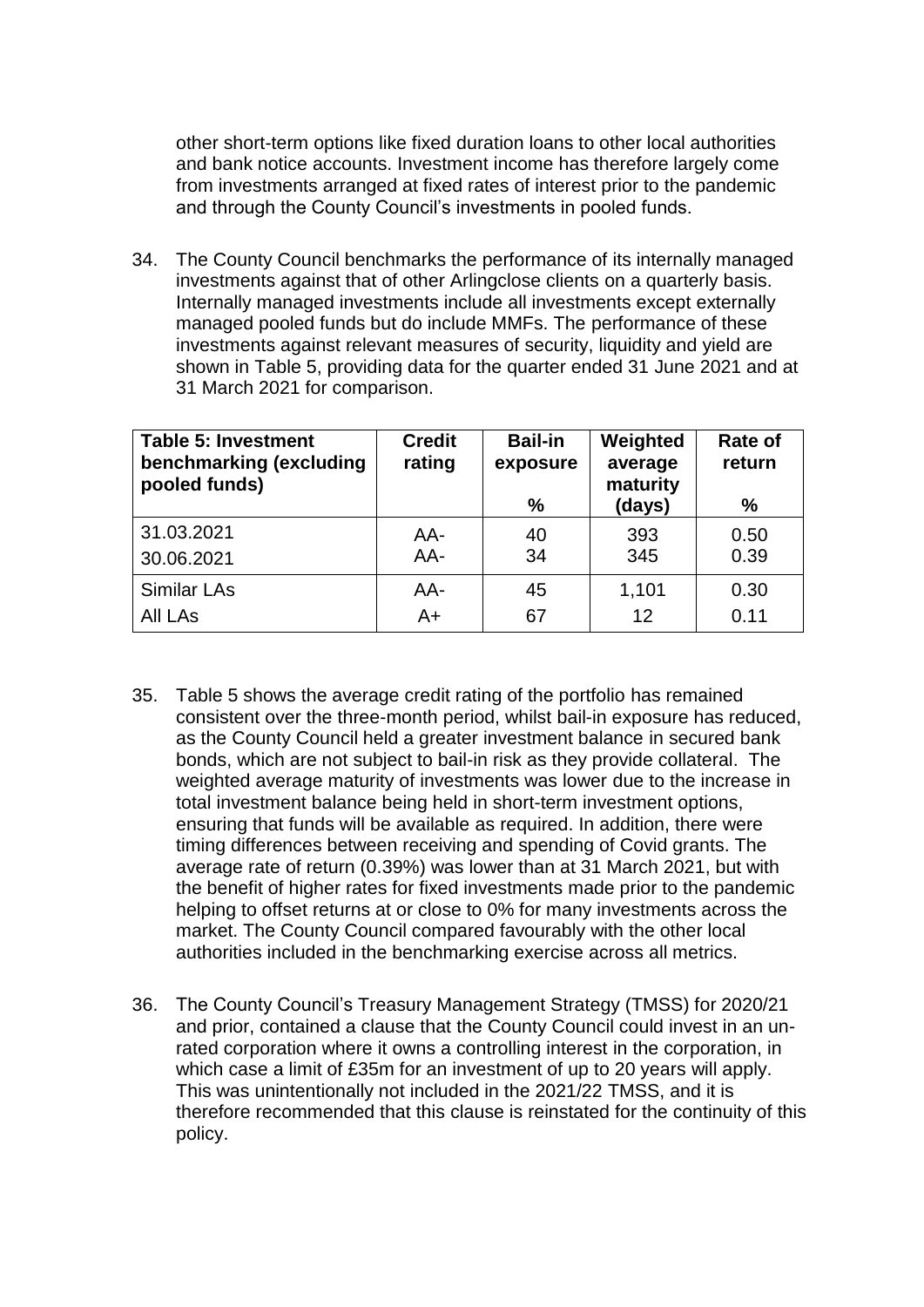other short-term options like fixed duration loans to other local authorities and bank notice accounts. Investment income has therefore largely come from investments arranged at fixed rates of interest prior to the pandemic and through the County Council's investments in pooled funds.

34. The County Council benchmarks the performance of its internally managed investments against that of other Arlingclose clients on a quarterly basis. Internally managed investments include all investments except externally managed pooled funds but do include MMFs. The performance of these investments against relevant measures of security, liquidity and yield are shown in Table 5, providing data for the quarter ended 31 June 2021 and at 31 March 2021 for comparison.

| Table 5: Investment benchmarking (excluding pooled funds) | Credit rating | Bail-in exposure % | Weighted average maturity (days) | Rate of return % |
|---|---|---|---|---|
| 31.03.2021 | AA- | 40 | 393 | 0.50 |
| 30.06.2021 | AA- | 34 | 345 | 0.39 |
| Similar LAs | AA- | 45 | 1,101 | 0.30 |
| All LAs | A+ | 67 | 12 | 0.11 |

35. Table 5 shows the average credit rating of the portfolio has remained consistent over the three-month period, whilst bail-in exposure has reduced, as the County Council held a greater investment balance in secured bank bonds, which are not subject to bail-in risk as they provide collateral. The weighted average maturity of investments was lower due to the increase in total investment balance being held in short-term investment options, ensuring that funds will be available as required. In addition, there were timing differences between receiving and spending of Covid grants. The average rate of return (0.39%) was lower than at 31 March 2021, but with the benefit of higher rates for fixed investments made prior to the pandemic helping to offset returns at or close to 0% for many investments across the market. The County Council compared favourably with the other local authorities included in the benchmarking exercise across all metrics.

36. The County Council's Treasury Management Strategy (TMSS) for 2020/21 and prior, contained a clause that the County Council could invest in an un-rated corporation where it owns a controlling interest in the corporation, in which case a limit of £35m for an investment of up to 20 years will apply. This was unintentionally not included in the 2021/22 TMSS, and it is therefore recommended that this clause is reinstated for the continuity of this policy.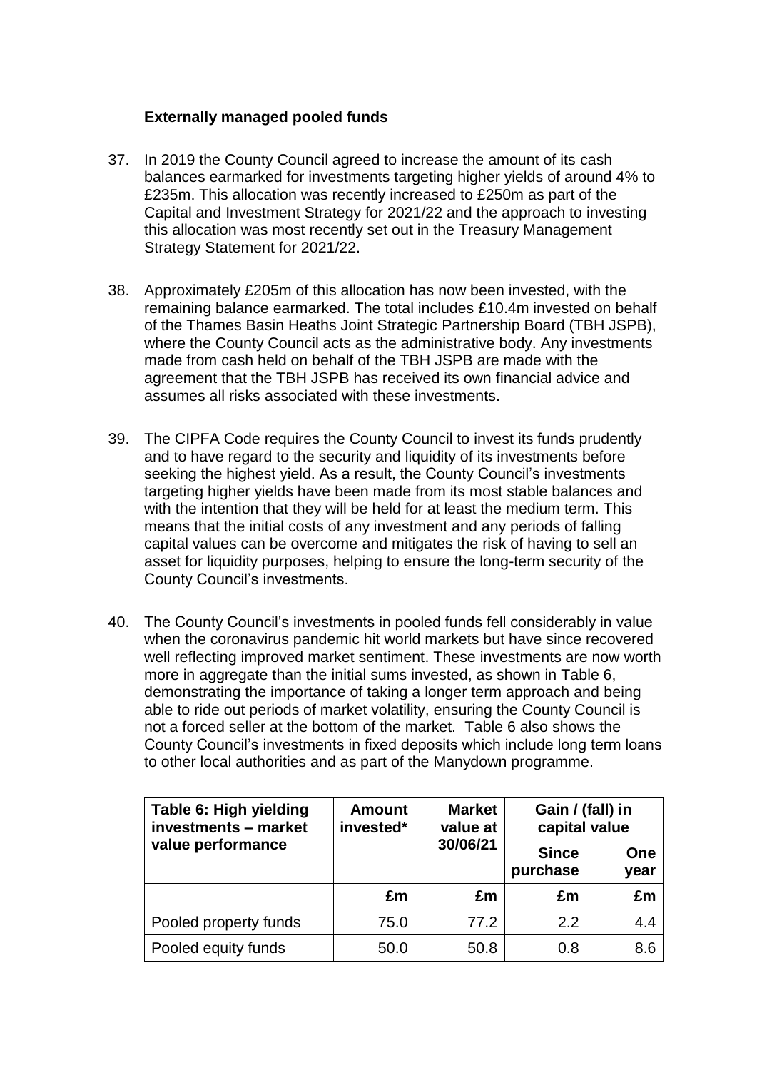### Externally managed pooled funds

37. In 2019 the County Council agreed to increase the amount of its cash balances earmarked for investments targeting higher yields of around 4% to £235m. This allocation was recently increased to £250m as part of the Capital and Investment Strategy for 2021/22 and the approach to investing this allocation was most recently set out in the Treasury Management Strategy Statement for 2021/22.

38. Approximately £205m of this allocation has now been invested, with the remaining balance earmarked. The total includes £10.4m invested on behalf of the Thames Basin Heaths Joint Strategic Partnership Board (TBH JSPB), where the County Council acts as the administrative body. Any investments made from cash held on behalf of the TBH JSPB are made with the agreement that the TBH JSPB has received its own financial advice and assumes all risks associated with these investments.

39. The CIPFA Code requires the County Council to invest its funds prudently and to have regard to the security and liquidity of its investments before seeking the highest yield. As a result, the County Council's investments targeting higher yields have been made from its most stable balances and with the intention that they will be held for at least the medium term. This means that the initial costs of any investment and any periods of falling capital values can be overcome and mitigates the risk of having to sell an asset for liquidity purposes, helping to ensure the long-term security of the County Council's investments.

40. The County Council's investments in pooled funds fell considerably in value when the coronavirus pandemic hit world markets but have since recovered well reflecting improved market sentiment. These investments are now worth more in aggregate than the initial sums invested, as shown in Table 6, demonstrating the importance of taking a longer term approach and being able to ride out periods of market volatility, ensuring the County Council is not a forced seller at the bottom of the market. Table 6 also shows the County Council's investments in fixed deposits which include long term loans to other local authorities and as part of the Manydown programme.

| **Table 6: High yielding investments – market value performance** | **Amount invested*** | **Market value at 30/06/21** | **Gain / (fall) in capital value** | |
|---|---|---|---|---|
| | | | **Since purchase** | **One year** |
| | **£m** | **£m** | **£m** | **£m** |
| Pooled property funds | 75.0 | 77.2 | 2.2 | 4.4 |
| Pooled equity funds | 50.0 | 50.8 | 0.8 | 8.6 |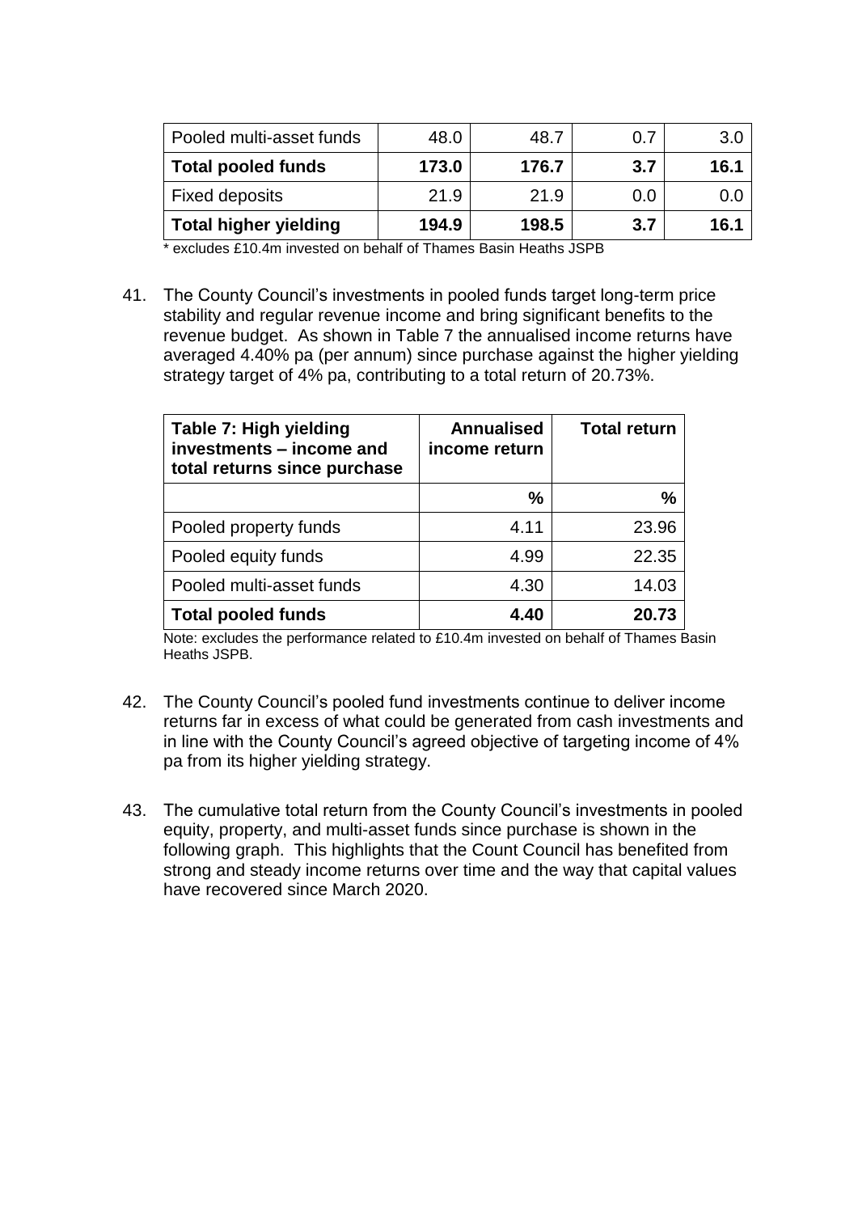| Pooled multi-asset funds | 48.0 | 48.7 | 0.7 | 3.0 |
|---|---|---|---|---|
| **Total pooled funds** | **173.0** | **176.7** | **3.7** | **16.1** |
| Fixed deposits | 21.9 | 21.9 | 0.0 | 0.0 |
| **Total higher yielding** | **194.9** | **198.5** | **3.7** | **16.1** |

* excludes £10.4m invested on behalf of Thames Basin Heaths JSPB

41. The County Council's investments in pooled funds target long-term price stability and regular revenue income and bring significant benefits to the revenue budget. As shown in Table 7 the annualised income returns have averaged 4.40% pa (per annum) since purchase against the higher yielding strategy target of 4% pa, contributing to a total return of 20.73%.

| **Table 7: High yielding investments – income and total returns since purchase** | **Annualised income return** | **Total return** |
|---|---|---|
| | **%** | **%** |
| Pooled property funds | 4.11 | 23.96 |
| Pooled equity funds | 4.99 | 22.35 |
| Pooled multi-asset funds | 4.30 | 14.03 |
| **Total pooled funds** | **4.40** | **20.73** |

Note: excludes the performance related to £10.4m invested on behalf of Thames Basin Heaths JSPB.

42. The County Council's pooled fund investments continue to deliver income returns far in excess of what could be generated from cash investments and in line with the County Council's agreed objective of targeting income of 4% pa from its higher yielding strategy.

43. The cumulative total return from the County Council's investments in pooled equity, property, and multi-asset funds since purchase is shown in the following graph. This highlights that the Count Council has benefited from strong and steady income returns over time and the way that capital values have recovered since March 2020.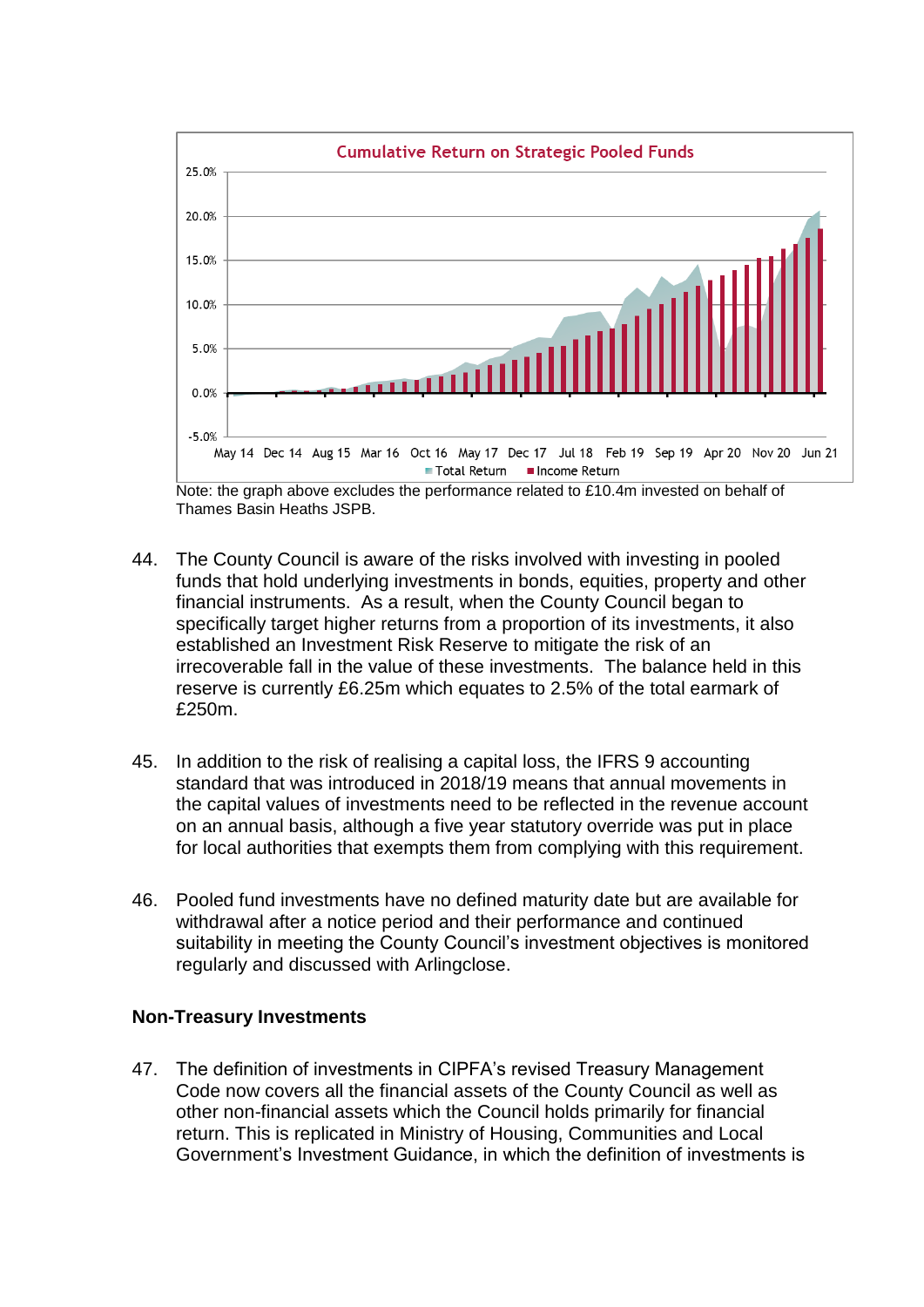**Cumulative Return on Strategic Pooled Funds**

Note: the graph above excludes the performance related to £10.4m invested on behalf of Thames Basin Heaths JSPB.

44. The County Council is aware of the risks involved with investing in pooled funds that hold underlying investments in bonds, equities, property and other financial instruments. As a result, when the County Council began to specifically target higher returns from a proportion of its investments, it also established an Investment Risk Reserve to mitigate the risk of an irrecoverable fall in the value of these investments. The balance held in this reserve is currently £6.25m which equates to 2.5% of the total earmark of £250m.

45. In addition to the risk of realising a capital loss, the IFRS 9 accounting standard that was introduced in 2018/19 means that annual movements in the capital values of investments need to be reflected in the revenue account on an annual basis, although a five year statutory override was put in place for local authorities that exempts them from complying with this requirement.

46. Pooled fund investments have no defined maturity date but are available for withdrawal after a notice period and their performance and continued suitability in meeting the County Council's investment objectives is monitored regularly and discussed with Arlingclose.

### Non-Treasury Investments

47. The definition of investments in CIPFA's revised Treasury Management Code now covers all the financial assets of the County Council as well as other non-financial assets which the Council holds primarily for financial return. This is replicated in Ministry of Housing, Communities and Local Government's Investment Guidance, in which the definition of investments is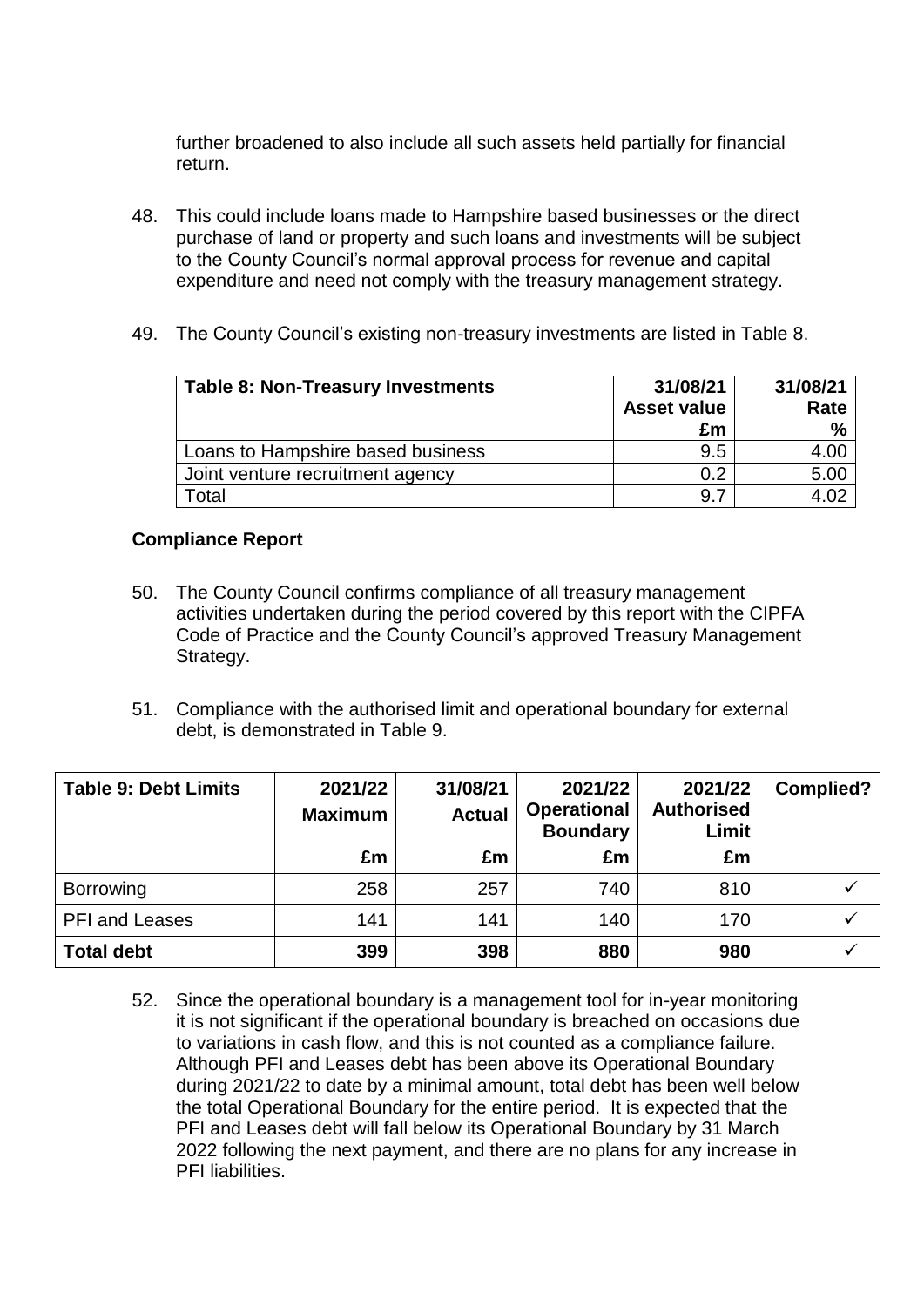further broadened to also include all such assets held partially for financial return.

48. This could include loans made to Hampshire based businesses or the direct purchase of land or property and such loans and investments will be subject to the County Council's normal approval process for revenue and capital expenditure and need not comply with the treasury management strategy.

49. The County Council's existing non-treasury investments are listed in Table 8.

| Table 8: Non-Treasury Investments | 31/08/21 Asset value £m | 31/08/21 Rate % |
|---|---|---|
| Loans to Hampshire based business | 9.5 | 4.00 |
| Joint venture recruitment agency | 0.2 | 5.00 |
| Total | 9.7 | 4.02 |

**Compliance Report**

50. The County Council confirms compliance of all treasury management activities undertaken during the period covered by this report with the CIPFA Code of Practice and the County Council's approved Treasury Management Strategy.

51. Compliance with the authorised limit and operational boundary for external debt, is demonstrated in Table 9.

| Table 9: Debt Limits | 2021/22 Maximum £m | 31/08/21 Actual £m | 2021/22 Operational Boundary £m | 2021/22 Authorised Limit £m | Complied? |
|---|---|---|---|---|---|
| Borrowing | 258 | 257 | 740 | 810 | ✓ |
| PFI and Leases | 141 | 141 | 140 | 170 | ✓ |
| **Total debt** | **399** | **398** | **880** | **980** | ✓ |

52. Since the operational boundary is a management tool for in-year monitoring it is not significant if the operational boundary is breached on occasions due to variations in cash flow, and this is not counted as a compliance failure. Although PFI and Leases debt has been above its Operational Boundary during 2021/22 to date by a minimal amount, total debt has been well below the total Operational Boundary for the entire period. It is expected that the PFI and Leases debt will fall below its Operational Boundary by 31 March 2022 following the next payment, and there are no plans for any increase in PFI liabilities.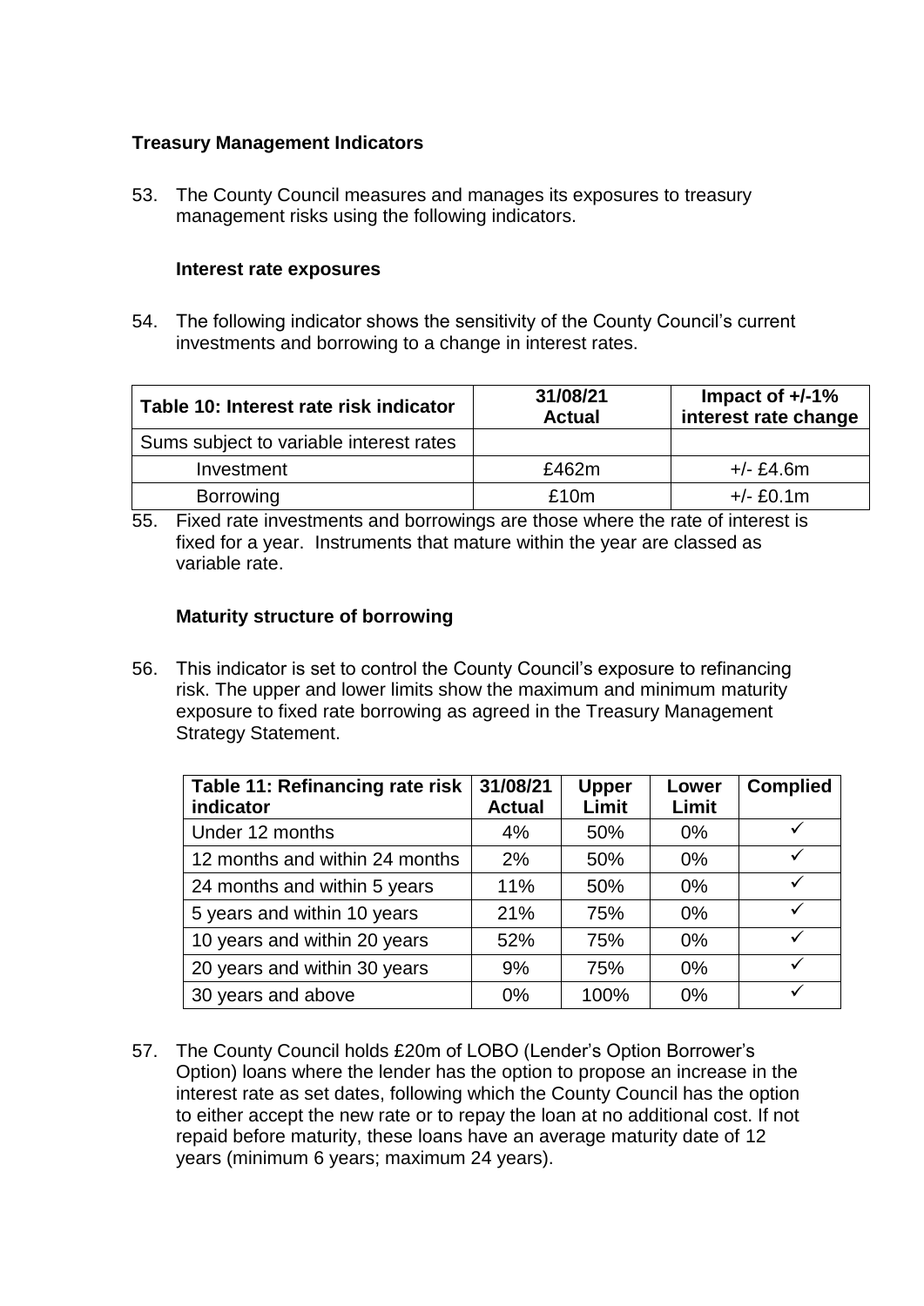**Treasury Management Indicators**

53. The County Council measures and manages its exposures to treasury management risks using the following indicators.

**Interest rate exposures**

54. The following indicator shows the sensitivity of the County Council's current investments and borrowing to a change in interest rates.

| Table 10: Interest rate risk indicator | 31/08/21 Actual | Impact of +/-1% interest rate change |
|---|---|---|
| Sums subject to variable interest rates | | |
| Investment | £462m | +/- £4.6m |
| Borrowing | £10m | +/- £0.1m |

55. Fixed rate investments and borrowings are those where the rate of interest is fixed for a year. Instruments that mature within the year are classed as variable rate.

**Maturity structure of borrowing**

56. This indicator is set to control the County Council's exposure to refinancing risk. The upper and lower limits show the maximum and minimum maturity exposure to fixed rate borrowing as agreed in the Treasury Management Strategy Statement.

| Table 11: Refinancing rate risk indicator | 31/08/21 Actual | Upper Limit | Lower Limit | Complied |
|---|---|---|---|---|
| Under 12 months | 4% | 50% | 0% | ✓ |
| 12 months and within 24 months | 2% | 50% | 0% | ✓ |
| 24 months and within 5 years | 11% | 50% | 0% | ✓ |
| 5 years and within 10 years | 21% | 75% | 0% | ✓ |
| 10 years and within 20 years | 52% | 75% | 0% | ✓ |
| 20 years and within 30 years | 9% | 75% | 0% | ✓ |
| 30 years and above | 0% | 100% | 0% | ✓ |

57. The County Council holds £20m of LOBO (Lender's Option Borrower's Option) loans where the lender has the option to propose an increase in the interest rate as set dates, following which the County Council has the option to either accept the new rate or to repay the loan at no additional cost. If not repaid before maturity, these loans have an average maturity date of 12 years (minimum 6 years; maximum 24 years).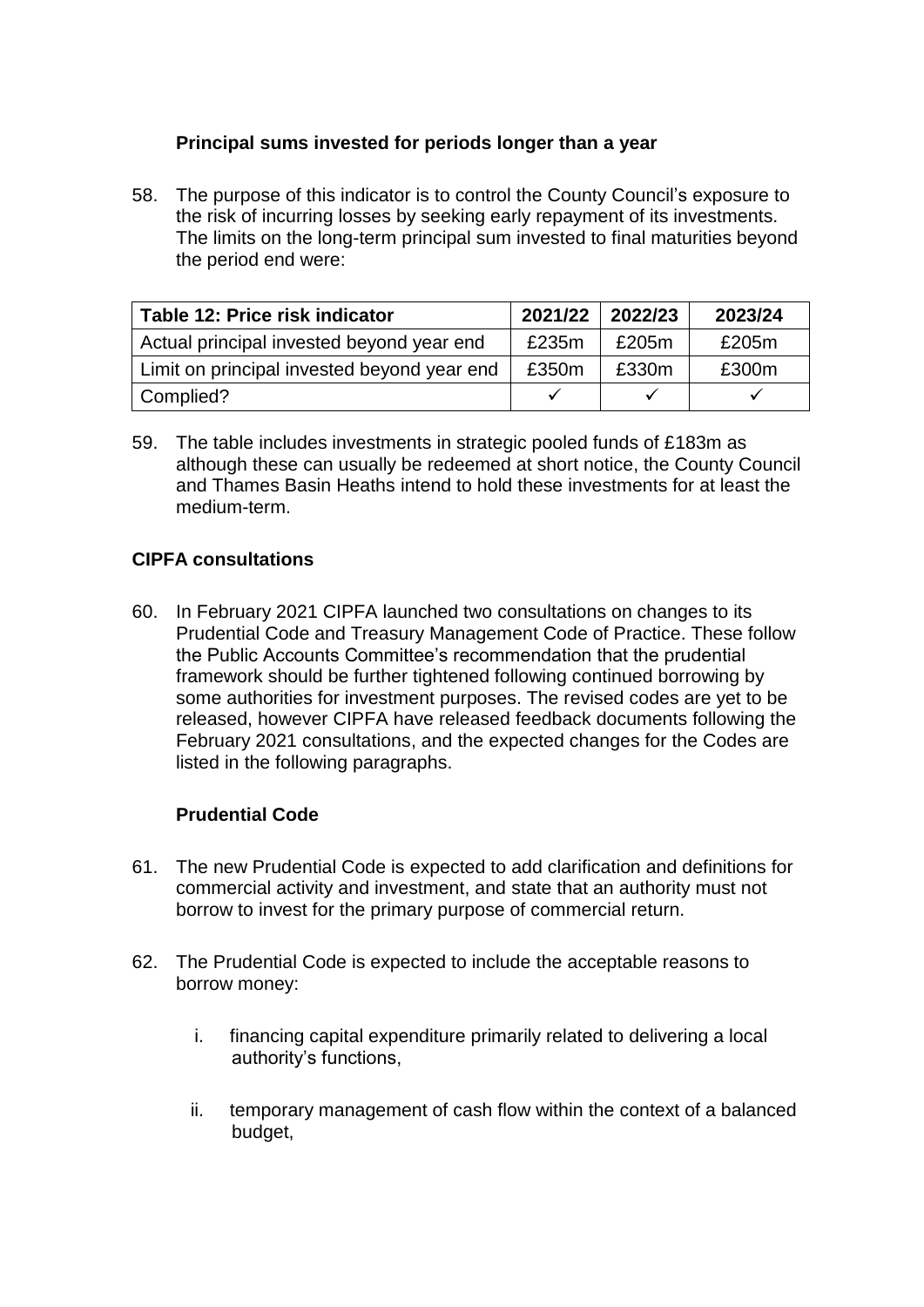### Principal sums invested for periods longer than a year

58. The purpose of this indicator is to control the County Council's exposure to the risk of incurring losses by seeking early repayment of its investments. The limits on the long-term principal sum invested to final maturities beyond the period end were:

| Table 12: Price risk indicator | 2021/22 | 2022/23 | 2023/24 |
|---|---|---|---|
| Actual principal invested beyond year end | £235m | £205m | £205m |
| Limit on principal invested beyond year end | £350m | £330m | £300m |
| Complied? | ✓ | ✓ | ✓ |

59. The table includes investments in strategic pooled funds of £183m as although these can usually be redeemed at short notice, the County Council and Thames Basin Heaths intend to hold these investments for at least the medium-term.

## CIPFA consultations

60. In February 2021 CIPFA launched two consultations on changes to its Prudential Code and Treasury Management Code of Practice. These follow the Public Accounts Committee's recommendation that the prudential framework should be further tightened following continued borrowing by some authorities for investment purposes. The revised codes are yet to be released, however CIPFA have released feedback documents following the February 2021 consultations, and the expected changes for the Codes are listed in the following paragraphs.

### Prudential Code

61. The new Prudential Code is expected to add clarification and definitions for commercial activity and investment, and state that an authority must not borrow to invest for the primary purpose of commercial return.

62. The Prudential Code is expected to include the acceptable reasons to borrow money:

    i. financing capital expenditure primarily related to delivering a local authority's functions,

    ii. temporary management of cash flow within the context of a balanced budget,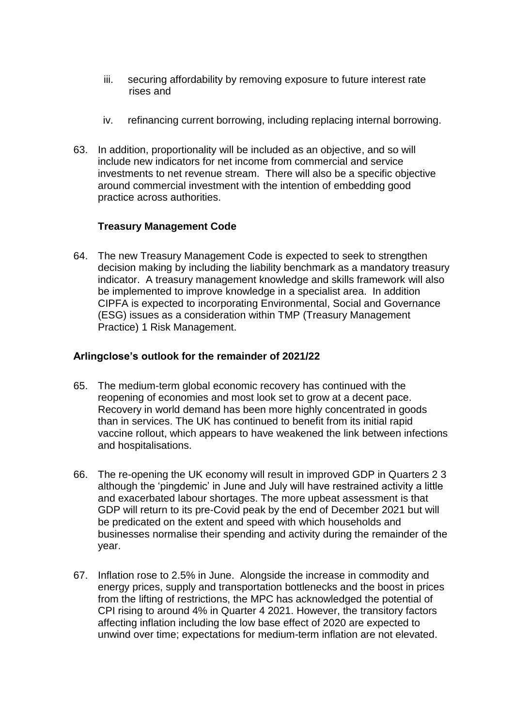iii. securing affordability by removing exposure to future interest rate rises and

iv. refinancing current borrowing, including replacing internal borrowing.

63. In addition, proportionality will be included as an objective, and so will include new indicators for net income from commercial and service investments to net revenue stream. There will also be a specific objective around commercial investment with the intention of embedding good practice across authorities.

### Treasury Management Code

64. The new Treasury Management Code is expected to seek to strengthen decision making by including the liability benchmark as a mandatory treasury indicator. A treasury management knowledge and skills framework will also be implemented to improve knowledge in a specialist area. In addition CIPFA is expected to incorporating Environmental, Social and Governance (ESG) issues as a consideration within TMP (Treasury Management Practice) 1 Risk Management.

## Arlingclose's outlook for the remainder of 2021/22

65. The medium-term global economic recovery has continued with the reopening of economies and most look set to grow at a decent pace. Recovery in world demand has been more highly concentrated in goods than in services. The UK has continued to benefit from its initial rapid vaccine rollout, which appears to have weakened the link between infections and hospitalisations.

66. The re-opening the UK economy will result in improved GDP in Quarters 2 3 although the 'pingdemic' in June and July will have restrained activity a little and exacerbated labour shortages. The more upbeat assessment is that GDP will return to its pre-Covid peak by the end of December 2021 but will be predicated on the extent and speed with which households and businesses normalise their spending and activity during the remainder of the year.

67. Inflation rose to 2.5% in June. Alongside the increase in commodity and energy prices, supply and transportation bottlenecks and the boost in prices from the lifting of restrictions, the MPC has acknowledged the potential of CPI rising to around 4% in Quarter 4 2021. However, the transitory factors affecting inflation including the low base effect of 2020 are expected to unwind over time; expectations for medium-term inflation are not elevated.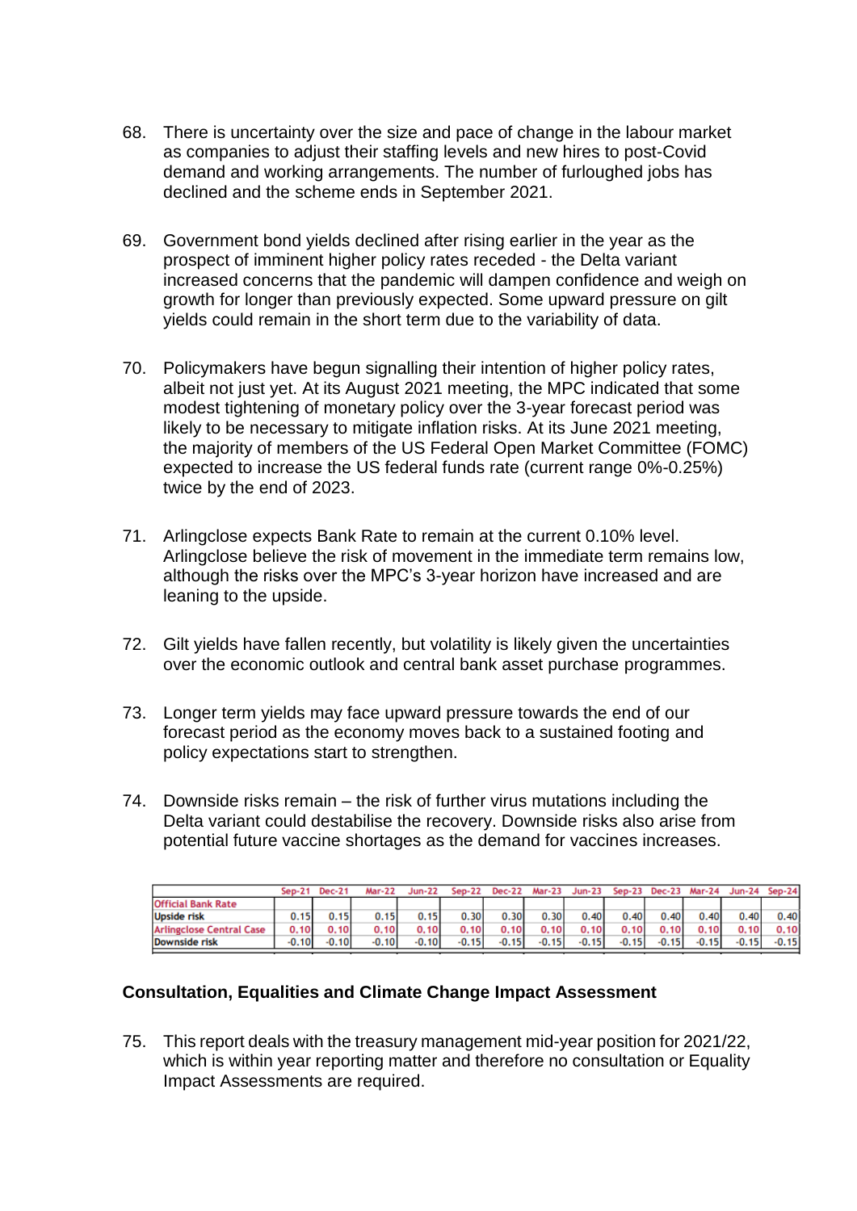68. There is uncertainty over the size and pace of change in the labour market as companies to adjust their staffing levels and new hires to post-Covid demand and working arrangements. The number of furloughed jobs has declined and the scheme ends in September 2021.

69. Government bond yields declined after rising earlier in the year as the prospect of imminent higher policy rates receded - the Delta variant increased concerns that the pandemic will dampen confidence and weigh on growth for longer than previously expected. Some upward pressure on gilt yields could remain in the short term due to the variability of data.

70. Policymakers have begun signalling their intention of higher policy rates, albeit not just yet. At its August 2021 meeting, the MPC indicated that some modest tightening of monetary policy over the 3-year forecast period was likely to be necessary to mitigate inflation risks. At its June 2021 meeting, the majority of members of the US Federal Open Market Committee (FOMC) expected to increase the US federal funds rate (current range 0%-0.25%) twice by the end of 2023.

71. Arlingclose expects Bank Rate to remain at the current 0.10% level. Arlingclose believe the risk of movement in the immediate term remains low, although the risks over the MPC's 3-year horizon have increased and are leaning to the upside.

72. Gilt yields have fallen recently, but volatility is likely given the uncertainties over the economic outlook and central bank asset purchase programmes.

73. Longer term yields may face upward pressure towards the end of our forecast period as the economy moves back to a sustained footing and policy expectations start to strengthen.

74. Downside risks remain – the risk of further virus mutations including the Delta variant could destabilise the recovery. Downside risks also arise from potential future vaccine shortages as the demand for vaccines increases.

| | Sep-21 | Dec-21 | Mar-22 | Jun-22 | Sep-22 | Dec-22 | Mar-23 | Jun-23 | Sep-23 | Dec-23 | Mar-24 | Jun-24 | Sep-24 |
|---|---|---|---|---|---|---|---|---|---|---|---|---|---|
| Official Bank Rate | | | | | | | | | | | | | |
| Upside risk | 0.15 | 0.15 | 0.15 | 0.15 | 0.30 | 0.30 | 0.30 | 0.40 | 0.40 | 0.40 | 0.40 | 0.40 | 0.40 |
| Arlingclose Central Case | 0.10 | 0.10 | 0.10 | 0.10 | 0.10 | 0.10 | 0.10 | 0.10 | 0.10 | 0.10 | 0.10 | 0.10 | 0.10 |
| Downside risk | -0.10 | -0.10 | -0.10 | -0.10 | -0.15 | -0.15 | -0.15 | -0.15 | -0.15 | -0.15 | -0.15 | -0.15 | -0.15 |

**Consultation, Equalities and Climate Change Impact Assessment**

75. This report deals with the treasury management mid-year position for 2021/22, which is within year reporting matter and therefore no consultation or Equality Impact Assessments are required.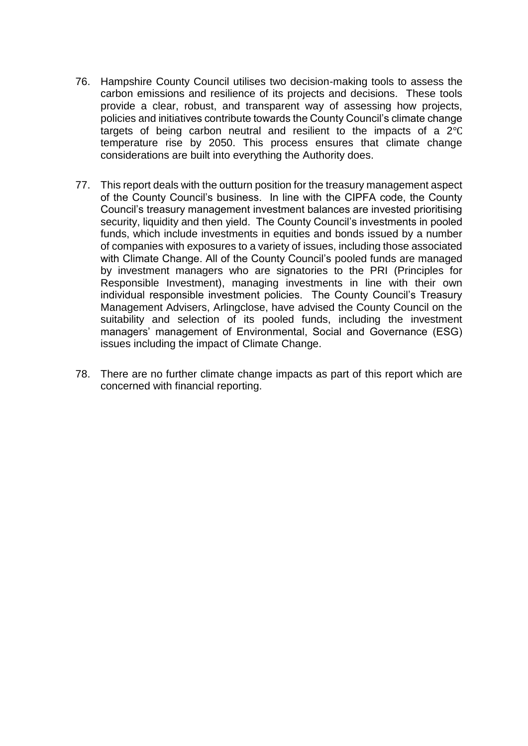76. Hampshire County Council utilises two decision-making tools to assess the carbon emissions and resilience of its projects and decisions. These tools provide a clear, robust, and transparent way of assessing how projects, policies and initiatives contribute towards the County Council's climate change targets of being carbon neutral and resilient to the impacts of a 2℃ temperature rise by 2050. This process ensures that climate change considerations are built into everything the Authority does.

77. This report deals with the outturn position for the treasury management aspect of the County Council's business. In line with the CIPFA code, the County Council's treasury management investment balances are invested prioritising security, liquidity and then yield. The County Council's investments in pooled funds, which include investments in equities and bonds issued by a number of companies with exposures to a variety of issues, including those associated with Climate Change. All of the County Council's pooled funds are managed by investment managers who are signatories to the PRI (Principles for Responsible Investment), managing investments in line with their own individual responsible investment policies. The County Council's Treasury Management Advisers, Arlingclose, have advised the County Council on the suitability and selection of its pooled funds, including the investment managers' management of Environmental, Social and Governance (ESG) issues including the impact of Climate Change.

78. There are no further climate change impacts as part of this report which are concerned with financial reporting.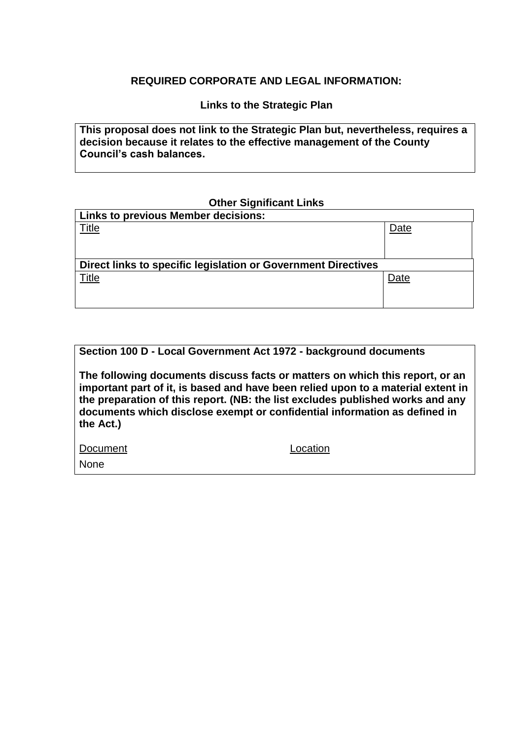**REQUIRED CORPORATE AND LEGAL INFORMATION:**

**Links to the Strategic Plan**

| **This proposal does not link to the Strategic Plan but, nevertheless, requires a decision because it relates to the effective management of the County Council's cash balances.** |
|---|

**Other Significant Links**

| **Links to previous Member decisions:** | |
|---|---|
| Title | Date |
| **Direct links to specific legislation or Government Directives** | |
| Title | Date |

**Section 100 D - Local Government Act 1972 - background documents**

**The following documents discuss facts or matters on which this report, or an important part of it, is based and have been relied upon to a material extent in the preparation of this report. (NB: the list excludes published works and any documents which disclose exempt or confidential information as defined in the Act.)**

| Document | Location |
|---|---|
| None | |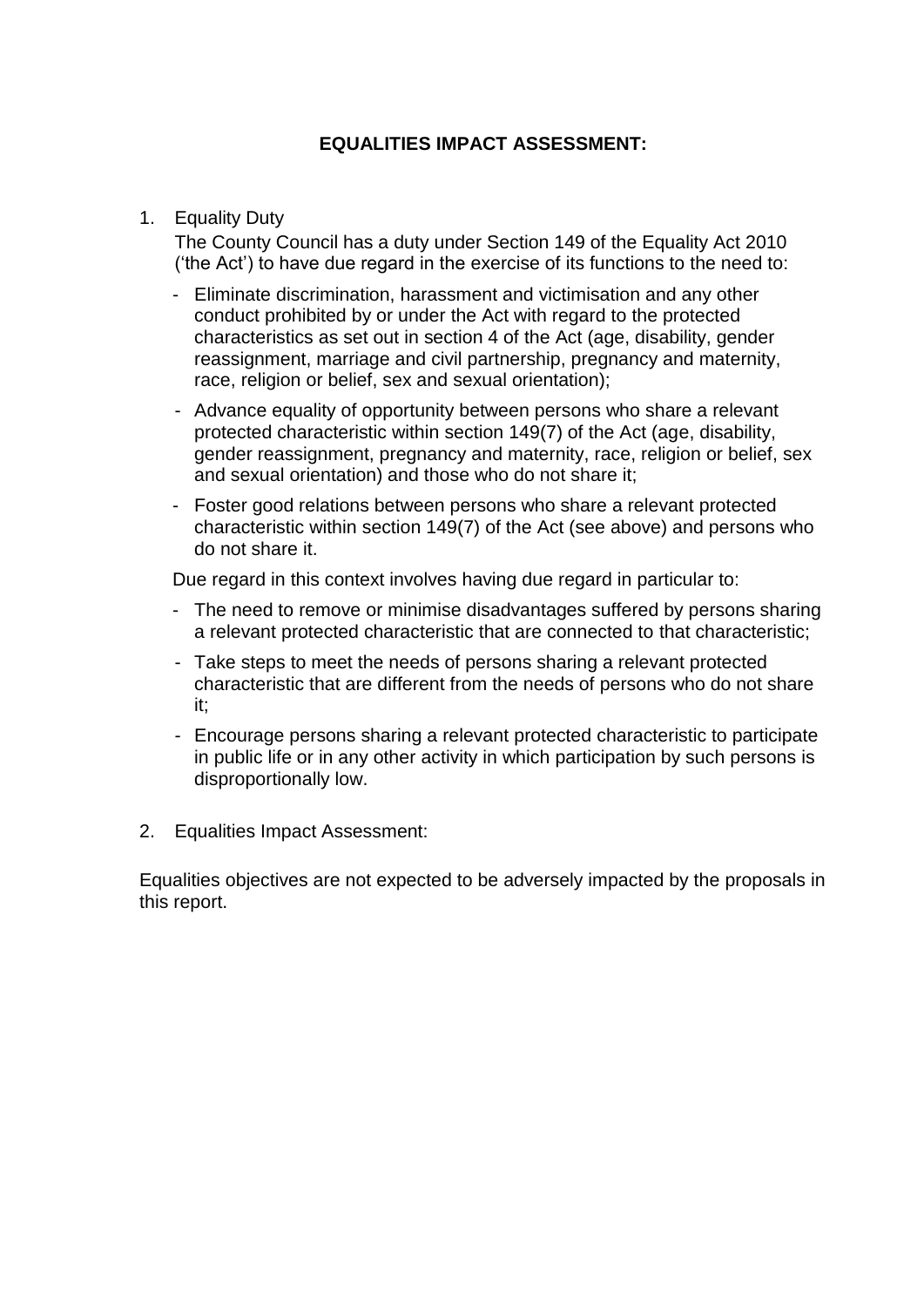# EQUALITIES IMPACT ASSESSMENT:

1. Equality Duty

   The County Council has a duty under Section 149 of the Equality Act 2010 ('the Act') to have due regard in the exercise of its functions to the need to:

   - Eliminate discrimination, harassment and victimisation and any other conduct prohibited by or under the Act with regard to the protected characteristics as set out in section 4 of the Act (age, disability, gender reassignment, marriage and civil partnership, pregnancy and maternity, race, religion or belief, sex and sexual orientation);
   - Advance equality of opportunity between persons who share a relevant protected characteristic within section 149(7) of the Act (age, disability, gender reassignment, pregnancy and maternity, race, religion or belief, sex and sexual orientation) and those who do not share it;
   - Foster good relations between persons who share a relevant protected characteristic within section 149(7) of the Act (see above) and persons who do not share it.

   Due regard in this context involves having due regard in particular to:

   - The need to remove or minimise disadvantages suffered by persons sharing a relevant protected characteristic that are connected to that characteristic;
   - Take steps to meet the needs of persons sharing a relevant protected characteristic that are different from the needs of persons who do not share it;
   - Encourage persons sharing a relevant protected characteristic to participate in public life or in any other activity in which participation by such persons is disproportionally low.

2. Equalities Impact Assessment:

Equalities objectives are not expected to be adversely impacted by the proposals in this report.